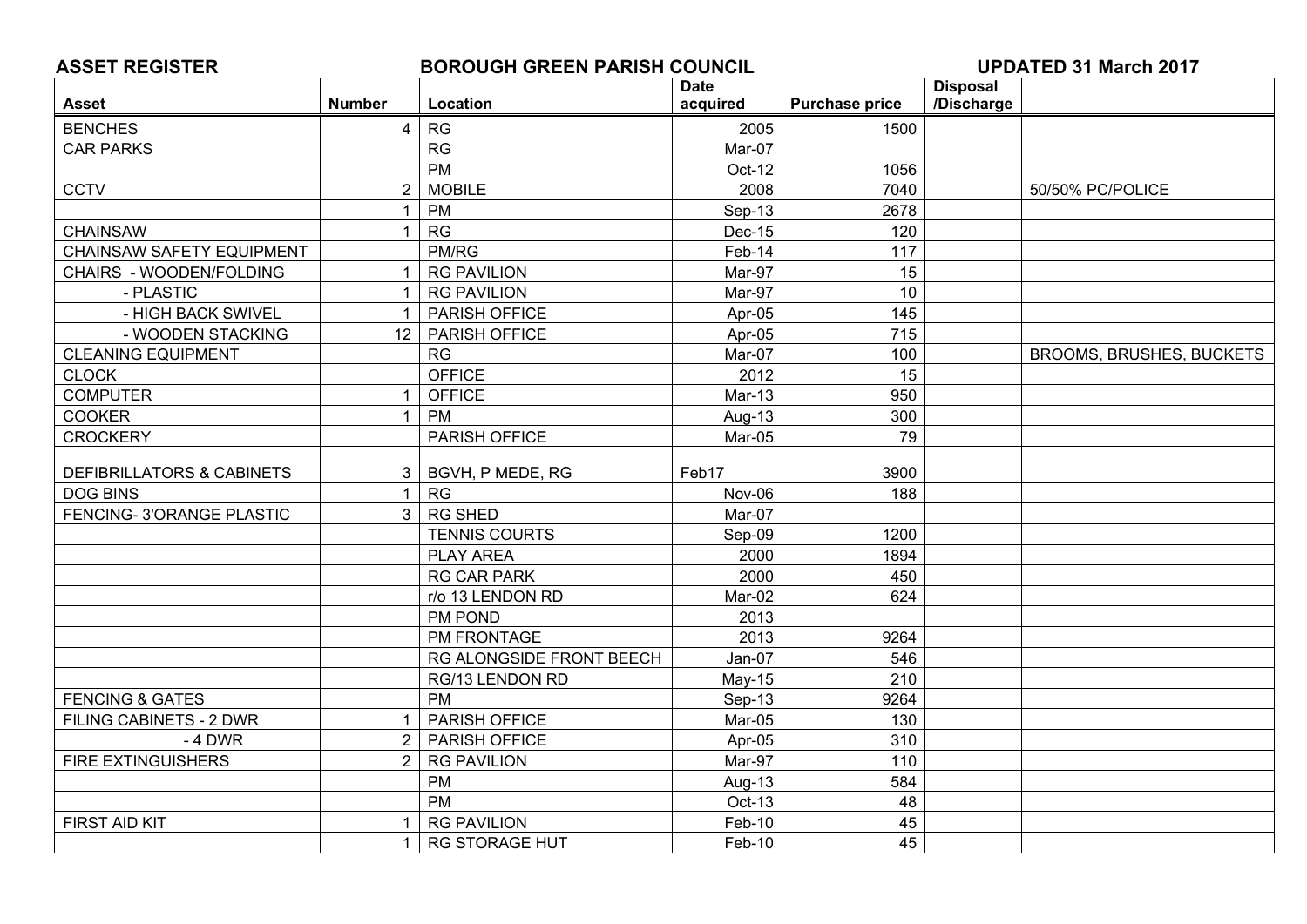**ASSET REGISTER** | **BOROUGH GREEN PARISH COUNCIL** | **UPDATED 31 March 2017**

| Asset | Number | Location | Date acquired | Purchase price | Disposal /Discharge | |
|---|---|---|---|---|---|---|
| BENCHES | 4 | RG | 2005 | 1500 | | |
| CAR PARKS | | RG | Mar-07 | | | |
| | | PM | Oct-12 | 1056 | | |
| CCTV | 2 | MOBILE | 2008 | 7040 | | 50/50% PC/POLICE |
| | 1 | PM | Sep-13 | 2678 | | |
| CHAINSAW | 1 | RG | Dec-15 | 120 | | |
| CHAINSAW SAFETY EQUIPMENT | | PM/RG | Feb-14 | 117 | | |
| CHAIRS - WOODEN/FOLDING | 1 | RG PAVILION | Mar-97 | 15 | | |
| - PLASTIC | 1 | RG PAVILION | Mar-97 | 10 | | |
| - HIGH BACK SWIVEL | 1 | PARISH OFFICE | Apr-05 | 145 | | |
| - WOODEN STACKING | 12 | PARISH OFFICE | Apr-05 | 715 | | |
| CLEANING EQUIPMENT | | RG | Mar-07 | 100 | | BROOMS, BRUSHES, BUCKETS |
| CLOCK | | OFFICE | 2012 | 15 | | |
| COMPUTER | 1 | OFFICE | Mar-13 | 950 | | |
| COOKER | 1 | PM | Aug-13 | 300 | | |
| CROCKERY | | PARISH OFFICE | Mar-05 | 79 | | |
| DEFIBRILLATORS & CABINETS | 3 | BGVH, P MEDE, RG | Feb17 | 3900 | | |
| DOG BINS | 1 | RG | Nov-06 | 188 | | |
| FENCING- 3'ORANGE PLASTIC | 3 | RG SHED | Mar-07 | | | |
| | | TENNIS COURTS | Sep-09 | 1200 | | |
| | | PLAY AREA | 2000 | 1894 | | |
| | | RG CAR PARK | 2000 | 450 | | |
| | | r/o 13 LENDON RD | Mar-02 | 624 | | |
| | | PM POND | 2013 | | | |
| | | PM FRONTAGE | 2013 | 9264 | | |
| | | RG ALONGSIDE FRONT BEECH | Jan-07 | 546 | | |
| | | RG/13 LENDON RD | May-15 | 210 | | |
| FENCING & GATES | | PM | Sep-13 | 9264 | | |
| FILING CABINETS - 2 DWR | 1 | PARISH OFFICE | Mar-05 | 130 | | |
| - 4 DWR | 2 | PARISH OFFICE | Apr-05 | 310 | | |
| FIRE EXTINGUISHERS | 2 | RG PAVILION | Mar-97 | 110 | | |
| | | PM | Aug-13 | 584 | | |
| | | PM | Oct-13 | 48 | | |
| FIRST AID KIT | 1 | RG PAVILION | Feb-10 | 45 | | |
| | 1 | RG STORAGE HUT | Feb-10 | 45 | | |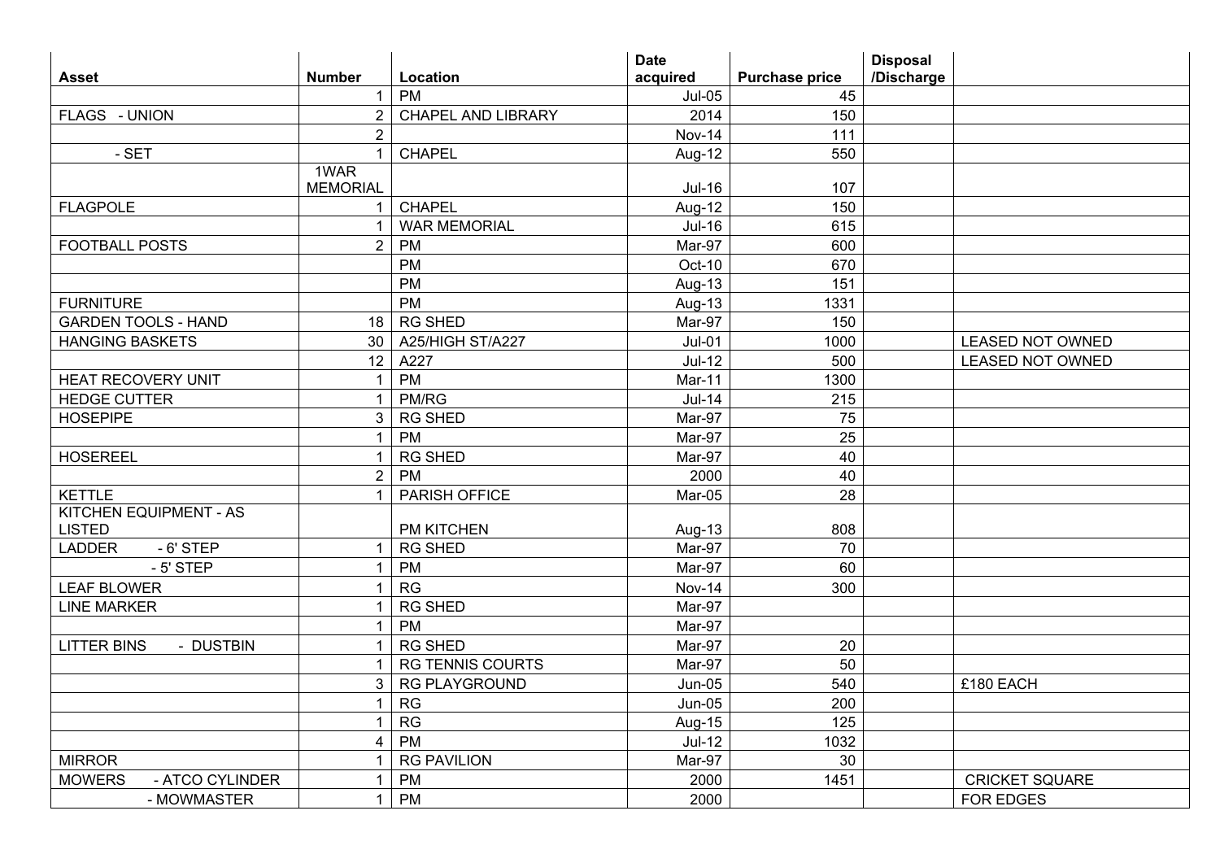| Asset | Number | Location | Date acquired | Purchase price | Disposal /Discharge | |
|---|---|---|---|---|---|---|
| | 1 | PM | Jul-05 | 45 | | |
| FLAGS - UNION | 2 | CHAPEL AND LIBRARY | 2014 | 150 | | |
| | 2 | | Nov-14 | 111 | | |
| - SET | 1 | CHAPEL | Aug-12 | 550 | | |
| | 1WAR MEMORIAL | | Jul-16 | 107 | | |
| FLAGPOLE | 1 | CHAPEL | Aug-12 | 150 | | |
| | 1 | WAR MEMORIAL | Jul-16 | 615 | | |
| FOOTBALL POSTS | 2 | PM | Mar-97 | 600 | | |
| | | PM | Oct-10 | 670 | | |
| | | PM | Aug-13 | 151 | | |
| FURNITURE | | PM | Aug-13 | 1331 | | |
| GARDEN TOOLS - HAND | 18 | RG SHED | Mar-97 | 150 | | |
| HANGING BASKETS | 30 | A25/HIGH ST/A227 | Jul-01 | 1000 | | LEASED NOT OWNED |
| | 12 | A227 | Jul-12 | 500 | | LEASED NOT OWNED |
| HEAT RECOVERY UNIT | 1 | PM | Mar-11 | 1300 | | |
| HEDGE CUTTER | 1 | PM/RG | Jul-14 | 215 | | |
| HOSEPIPE | 3 | RG SHED | Mar-97 | 75 | | |
| | 1 | PM | Mar-97 | 25 | | |
| HOSEREEL | 1 | RG SHED | Mar-97 | 40 | | |
| | 2 | PM | 2000 | 40 | | |
| KETTLE | 1 | PARISH OFFICE | Mar-05 | 28 | | |
| KITCHEN EQUIPMENT - AS LISTED | | PM KITCHEN | Aug-13 | 808 | | |
| LADDER - 6' STEP | 1 | RG SHED | Mar-97 | 70 | | |
| - 5' STEP | 1 | PM | Mar-97 | 60 | | |
| LEAF BLOWER | 1 | RG | Nov-14 | 300 | | |
| LINE MARKER | 1 | RG SHED | Mar-97 | | | |
| | 1 | PM | Mar-97 | | | |
| LITTER BINS - DUSTBIN | 1 | RG SHED | Mar-97 | 20 | | |
| | 1 | RG TENNIS COURTS | Mar-97 | 50 | | |
| | 3 | RG PLAYGROUND | Jun-05 | 540 | | £180 EACH |
| | 1 | RG | Jun-05 | 200 | | |
| | 1 | RG | Aug-15 | 125 | | |
| | 4 | PM | Jul-12 | 1032 | | |
| MIRROR | 1 | RG PAVILION | Mar-97 | 30 | | |
| MOWERS - ATCO CYLINDER | 1 | PM | 2000 | 1451 | | CRICKET SQUARE |
| - MOWMASTER | 1 | PM | 2000 | | | FOR EDGES |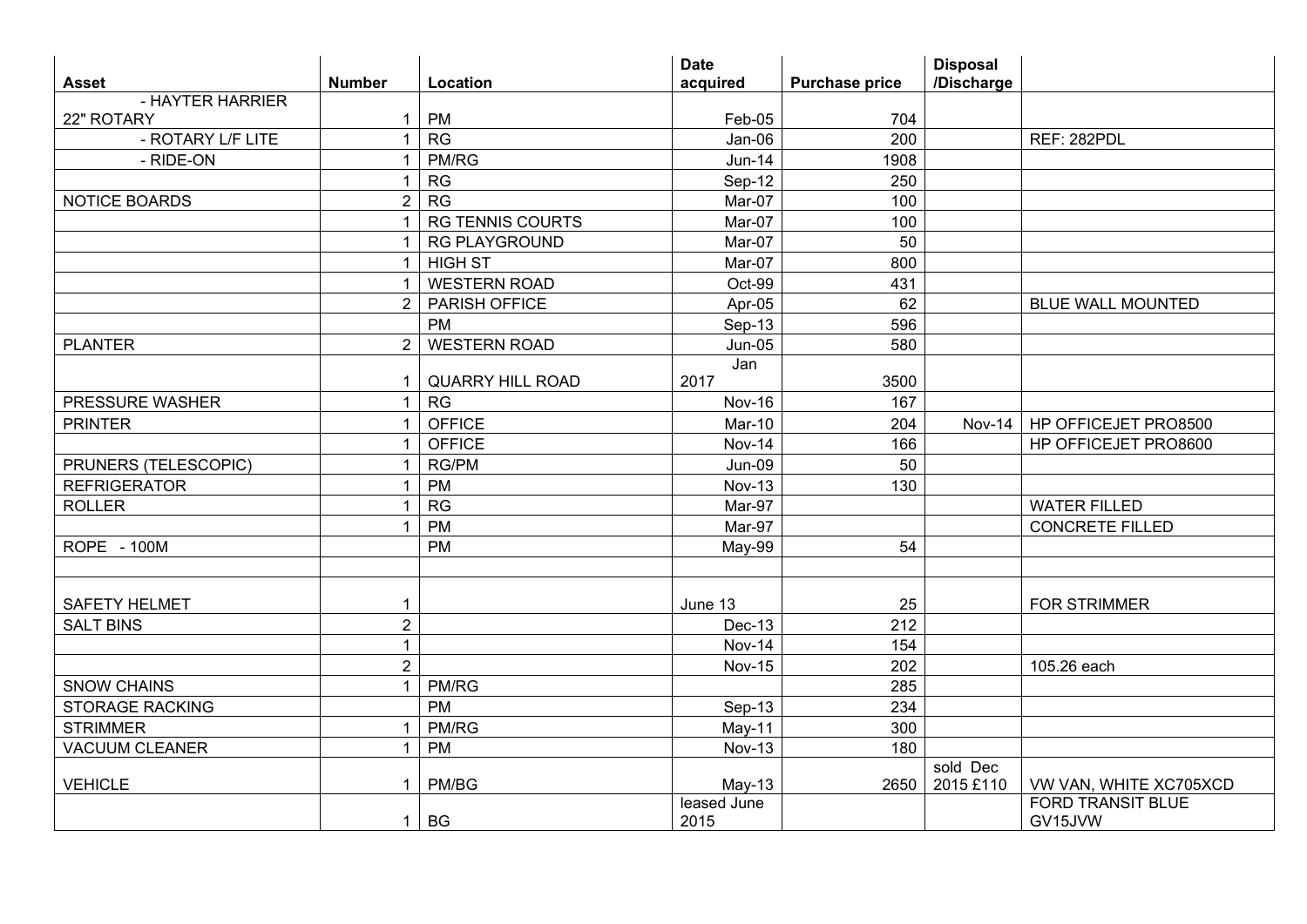| Asset | Number | Location | Date acquired | Purchase price | Disposal /Discharge | |
|---|---|---|---|---|---|---|
| - HAYTER HARRIER 22" ROTARY | 1 | PM | Feb-05 | 704 | | |
| - ROTARY L/F LITE | 1 | RG | Jan-06 | 200 | | REF: 282PDL |
| - RIDE-ON | 1 | PM/RG | Jun-14 | 1908 | | |
| | 1 | RG | Sep-12 | 250 | | |
| NOTICE BOARDS | 2 | RG | Mar-07 | 100 | | |
| | 1 | RG TENNIS COURTS | Mar-07 | 100 | | |
| | 1 | RG PLAYGROUND | Mar-07 | 50 | | |
| | 1 | HIGH ST | Mar-07 | 800 | | |
| | 1 | WESTERN ROAD | Oct-99 | 431 | | |
| | 2 | PARISH OFFICE | Apr-05 | 62 | | BLUE WALL MOUNTED |
| | | PM | Sep-13 | 596 | | |
| PLANTER | 2 | WESTERN ROAD | Jun-05 | 580 | | |
| | 1 | QUARRY HILL ROAD | Jan 2017 | 3500 | | |
| PRESSURE WASHER | 1 | RG | Nov-16 | 167 | | |
| PRINTER | 1 | OFFICE | Mar-10 | 204 | Nov-14 | HP OFFICEJET PRO8500 |
| | 1 | OFFICE | Nov-14 | 166 | | HP OFFICEJET PRO8600 |
| PRUNERS (TELESCOPIC) | 1 | RG/PM | Jun-09 | 50 | | |
| REFRIGERATOR | 1 | PM | Nov-13 | 130 | | |
| ROLLER | 1 | RG | Mar-97 | | | WATER FILLED |
| | 1 | PM | Mar-97 | | | CONCRETE FILLED |
| ROPE - 100M | | PM | May-99 | 54 | | |
| | | | | | | |
| SAFETY HELMET | 1 | | June 13 | 25 | | FOR STRIMMER |
| SALT BINS | 2 | | Dec-13 | 212 | | |
| | 1 | | Nov-14 | 154 | | |
| | 2 | | Nov-15 | 202 | | 105.26 each |
| SNOW CHAINS | 1 | PM/RG | | 285 | | |
| STORAGE RACKING | | PM | Sep-13 | 234 | | |
| STRIMMER | 1 | PM/RG | May-11 | 300 | | |
| VACUUM CLEANER | 1 | PM | Nov-13 | 180 | | |
| VEHICLE | 1 | PM/BG | May-13 | 2650 | sold Dec 2015 £110 | VW VAN, WHITE XC705XCD |
| | 1 | BG | leased June 2015 | | | FORD TRANSIT BLUE GV15JVW |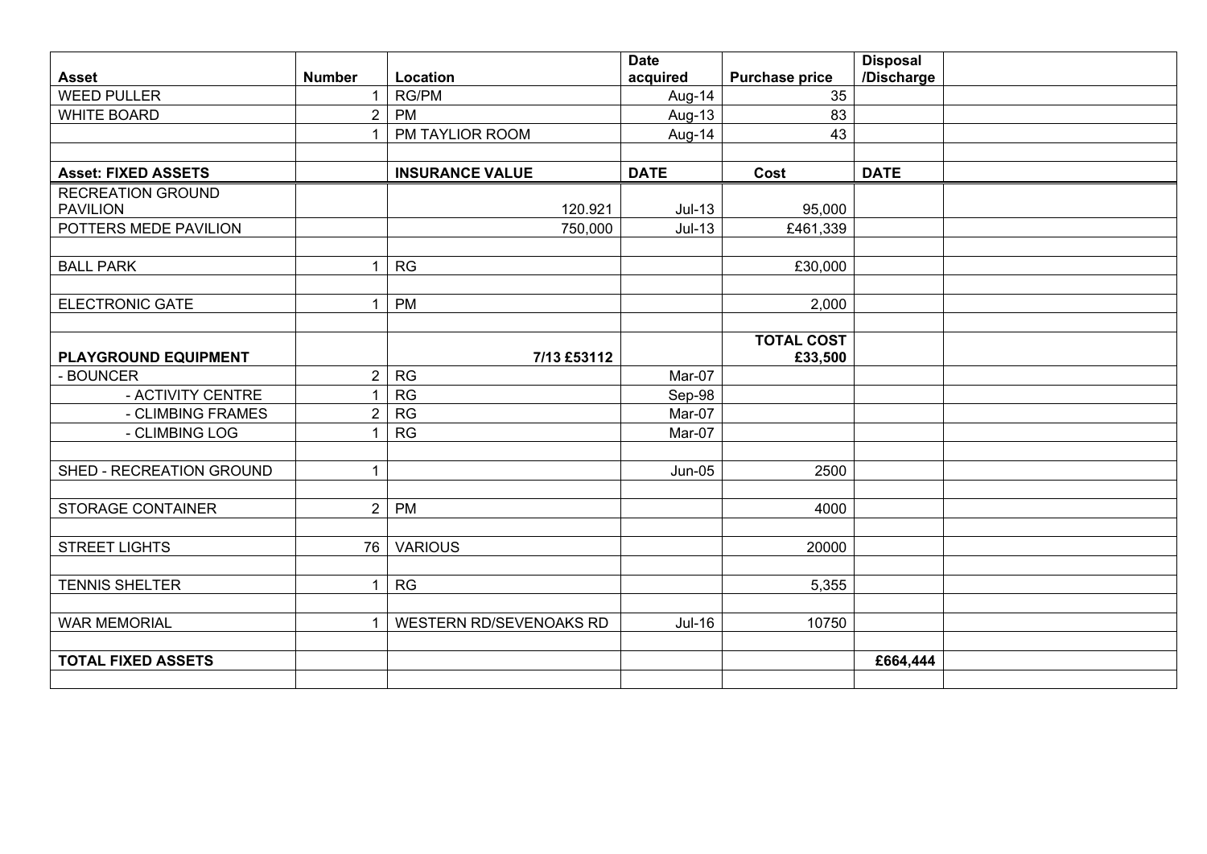| Asset | Number | Location | Date acquired | Purchase price | Disposal /Discharge | |
|---|---|---|---|---|---|---|
| WEED PULLER | 1 | RG/PM | Aug-14 | 35 | | |
| WHITE BOARD | 2 | PM | Aug-13 | 83 | | |
| | 1 | PM TAYLIOR ROOM | Aug-14 | 43 | | |
| | | | | | | |
| **Asset: FIXED ASSETS** | | **INSURANCE VALUE** | **DATE** | **Cost** | **DATE** | |
| RECREATION GROUND PAVILION | | 120.921 | Jul-13 | 95,000 | | |
| POTTERS MEDE PAVILION | | 750,000 | Jul-13 | £461,339 | | |
| | | | | | | |
| BALL PARK | 1 | RG | | £30,000 | | |
| | | | | | | |
| ELECTRONIC GATE | 1 | PM | | 2,000 | | |
| | | | | | | |
| **PLAYGROUND EQUIPMENT** | | **7/13 £53112** | | **TOTAL COST £33,500** | | |
| - BOUNCER | 2 | RG | Mar-07 | | | |
| - ACTIVITY CENTRE | 1 | RG | Sep-98 | | | |
| - CLIMBING FRAMES | 2 | RG | Mar-07 | | | |
| - CLIMBING LOG | 1 | RG | Mar-07 | | | |
| | | | | | | |
| SHED - RECREATION GROUND | 1 | | Jun-05 | 2500 | | |
| | | | | | | |
| STORAGE CONTAINER | 2 | PM | | 4000 | | |
| | | | | | | |
| STREET LIGHTS | 76 | VARIOUS | | 20000 | | |
| | | | | | | |
| TENNIS SHELTER | 1 | RG | | 5,355 | | |
| | | | | | | |
| WAR MEMORIAL | 1 | WESTERN RD/SEVENOAKS RD | Jul-16 | 10750 | | |
| | | | | | | |
| **TOTAL FIXED ASSETS** | | | | | **£664,444** | |
| | | | | | | |